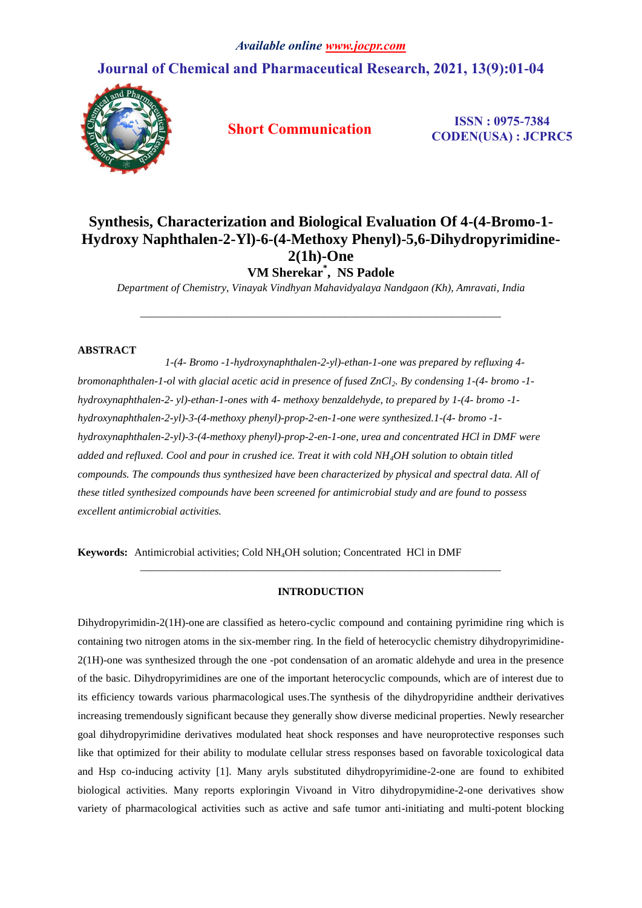*Available online www.jocpr.com*

**Journal of Chemical and Pharmaceutical Research, 2021, 13(9):01-04**

**Short Communication**

**ISSN : 0975-7384**
**CODEN(USA) : JCPRC5**

# Synthesis, Characterization and Biological Evaluation Of 4-(4-Bromo-1-Hydroxy Naphthalen-2-Yl)-6-(4-Methoxy Phenyl)-5,6-Dihydropyrimidine-2(1h)-One

**VM Sherekar[*], NS Padole**

*Department of Chemistry, Vinayak Vindhyan Mahavidyalaya Nandgaon (Kh), Amravati, India*

---

**ABSTRACT**

*1-(4- Bromo -1-hydroxynaphthalen-2-yl)-ethan-1-one was prepared by refluxing 4-bromonaphthalen-1-ol with glacial acetic acid in presence of fused $ZnCl_2$. By condensing 1-(4- bromo -1-hydroxynaphthalen-2- yl)-ethan-1-ones with 4- methoxy benzaldehyde, to prepared by 1-(4- bromo -1-hydroxynaphthalen-2-yl)-3-(4-methoxy phenyl)-prop-2-en-1-one were synthesized.1-(4- bromo -1-hydroxynaphthalen-2-yl)-3-(4-methoxy phenyl)-prop-2-en-1-one, urea and concentrated HCl in DMF were added and refluxed. Cool and pour in crushed ice. Treat it with cold $NH_4OH$ solution to obtain titled compounds. The compounds thus synthesized have been characterized by physical and spectral data. All of these titled synthesized compounds have been screened for antimicrobial study and are found to possess excellent antimicrobial activities.*

**Keywords:** Antimicrobial activities; Cold $NH_4OH$ solution; Concentrated HCl in DMF

---

## INTRODUCTION

Dihydropyrimidin-2(1H)-one are classified as hetero-cyclic compound and containing pyrimidine ring which is containing two nitrogen atoms in the six-member ring. In the field of heterocyclic chemistry dihydropyrimidine-2(1H)-one was synthesized through the one -pot condensation of an aromatic aldehyde and urea in the presence of the basic. Dihydropyrimidines are one of the important heterocyclic compounds, which are of interest due to its efficiency towards various pharmacological uses.The synthesis of the dihydropyridine andtheir derivatives increasing tremendously significant because they generally show diverse medicinal properties. Newly researcher goal dihydropyrimidine derivatives modulated heat shock responses and have neuroprotective responses such like that optimized for their ability to modulate cellular stress responses based on favorable toxicological data and Hsp co-inducing activity [1]. Many aryls substituted dihydropyrimidine-2-one are found to exhibited biological activities. Many reports exploringin Vivoand in Vitro dihydropymidine-2-one derivatives show variety of pharmacological activities such as active and safe tumor anti-initiating and multi-potent blocking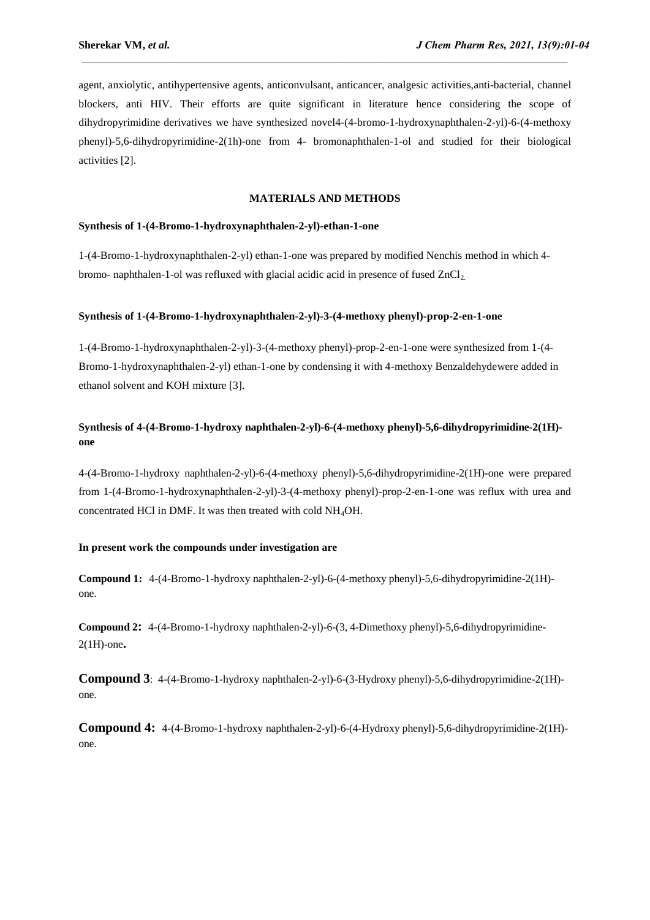agent, anxiolytic, antihypertensive agents, anticonvulsant, anticancer, analgesic activities,anti-bacterial, channel blockers, anti HIV. Their efforts are quite significant in literature hence considering the scope of dihydropyrimidine derivatives we have synthesized novel4-(4-bromo-1-hydroxynaphthalen-2-yl)-6-(4-methoxy phenyl)-5,6-dihydropyrimidine-2(1h)-one from 4- bromonaphthalen-1-ol and studied for their biological activities [2].

## MATERIALS AND METHODS

### Synthesis of 1-(4-Bromo-1-hydroxynaphthalen-2-yl)-ethan-1-one

1-(4-Bromo-1-hydroxynaphthalen-2-yl) ethan-1-one was prepared by modified Nenchis method in which 4-bromo- naphthalen-1-ol was refluxed with glacial acidic acid in presence of fused $ZnCl_2$.

### Synthesis of 1-(4-Bromo-1-hydroxynaphthalen-2-yl)-3-(4-methoxy phenyl)-prop-2-en-1-one

1-(4-Bromo-1-hydroxynaphthalen-2-yl)-3-(4-methoxy phenyl)-prop-2-en-1-one were synthesized from 1-(4-Bromo-1-hydroxynaphthalen-2-yl) ethan-1-one by condensing it with 4-methoxy Benzaldehydewere added in ethanol solvent and KOH mixture [3].

### Synthesis of 4-(4-Bromo-1-hydroxy naphthalen-2-yl)-6-(4-methoxy phenyl)-5,6-dihydropyrimidine-2(1H)-one

4-(4-Bromo-1-hydroxy naphthalen-2-yl)-6-(4-methoxy phenyl)-5,6-dihydropyrimidine-2(1H)-one were prepared from 1-(4-Bromo-1-hydroxynaphthalen-2-yl)-3-(4-methoxy phenyl)-prop-2-en-1-one was reflux with urea and concentrated HCl in DMF. It was then treated with cold $NH_4OH$.

### In present work the compounds under investigation are

**Compound 1:** 4-(4-Bromo-1-hydroxy naphthalen-2-yl)-6-(4-methoxy phenyl)-5,6-dihydropyrimidine-2(1H)-one.

**Compound 2:** 4-(4-Bromo-1-hydroxy naphthalen-2-yl)-6-(3, 4-Dimethoxy phenyl)-5,6-dihydropyrimidine-2(1H)-one**.**

**Compound 3**: 4-(4-Bromo-1-hydroxy naphthalen-2-yl)-6-(3-Hydroxy phenyl)-5,6-dihydropyrimidine-2(1H)-one.

**Compound 4:** 4-(4-Bromo-1-hydroxy naphthalen-2-yl)-6-(4-Hydroxy phenyl)-5,6-dihydropyrimidine-2(1H)-one.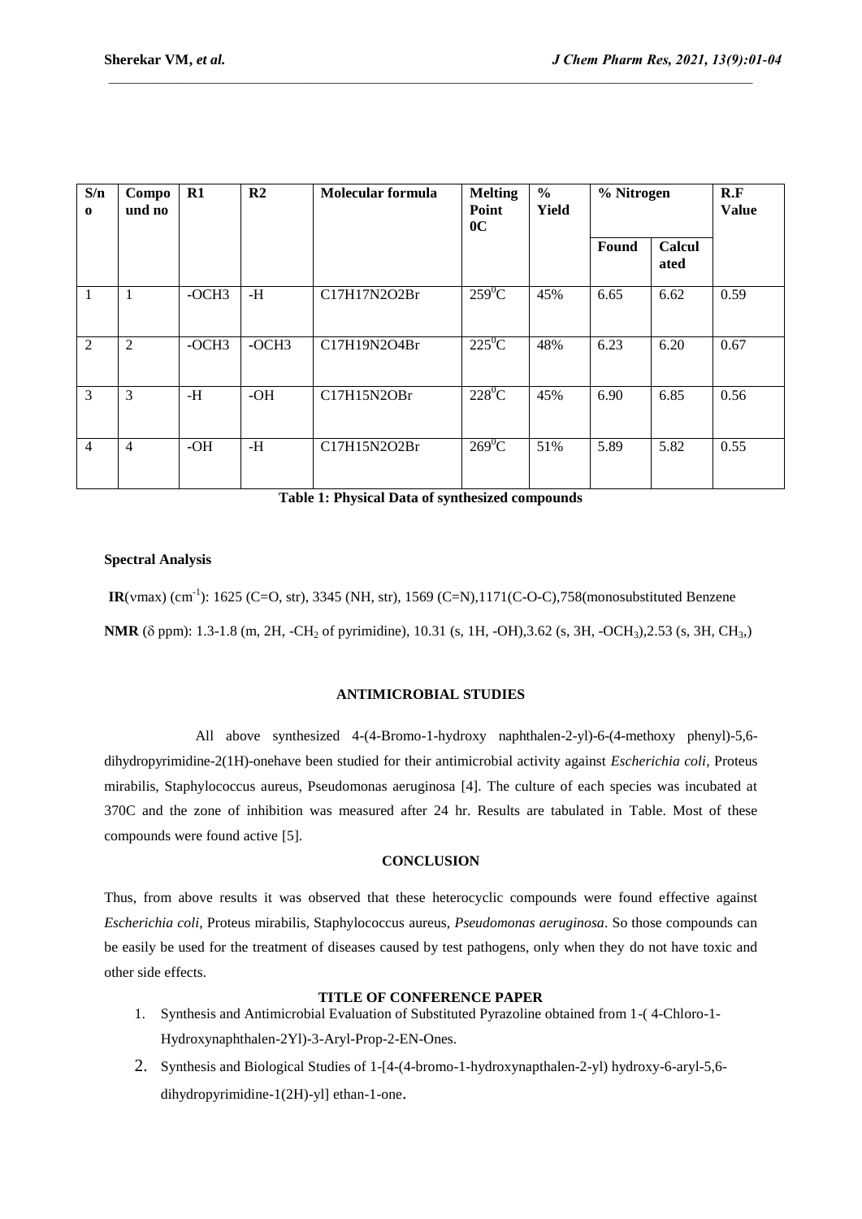| S/no | Compound no | R1 | R2 | Molecular formula | Melting Point 0C | % Yield | % Nitrogen | | R.F Value |
|---|---|---|---|---|---|---|---|---|---|
| | | | | | | | Found | Calculated | |
| 1 | 1 | -OCH3 | -H | C17H17N2O2Br | $259^0$C | 45% | 6.65 | 6.62 | 0.59 |
| 2 | 2 | -OCH3 | -OCH3 | C17H19N2O4Br | $225^0$C | 48% | 6.23 | 6.20 | 0.67 |
| 3 | 3 | -H | -OH | C17H15N2OBr | $228^0$C | 45% | 6.90 | 6.85 | 0.56 |
| 4 | 4 | -OH | -H | C17H15N2O2Br | $269^0$C | 51% | 5.89 | 5.82 | 0.55 |

**Table 1: Physical Data of synthesized compounds**

**Spectral Analysis**

**IR**(νmax) ($cm^{-1}$): 1625 (C=O, str), 3345 (NH, str), 1569 (C=N),1171(C-O-C),758(monosubstituted Benzene

**NMR** (δ ppm): 1.3-1.8 (m, 2H, -$CH_2$ of pyrimidine), 10.31 (s, 1H, -OH),3.62 (s, 3H, -$OCH_3$),2.53 (s, 3H, $CH_3$,)

## ANTIMICROBIAL STUDIES

All above synthesized 4-(4-Bromo-1-hydroxy naphthalen-2-yl)-6-(4-methoxy phenyl)-5,6-dihydropyrimidine-2(1H)-onehave been studied for their antimicrobial activity against *Escherichia coli*, Proteus mirabilis, Staphylococcus aureus, Pseudomonas aeruginosa [4]. The culture of each species was incubated at 370C and the zone of inhibition was measured after 24 hr. Results are tabulated in Table. Most of these compounds were found active [5].

## CONCLUSION

Thus, from above results it was observed that these heterocyclic compounds were found effective against *Escherichia coli*, Proteus mirabilis, Staphylococcus aureus, *Pseudomonas aeruginosa*. So those compounds can be easily be used for the treatment of diseases caused by test pathogens, only when they do not have toxic and other side effects.

## TITLE OF CONFERENCE PAPER

1. Synthesis and Antimicrobial Evaluation of Substituted Pyrazoline obtained from 1-( 4-Chloro-1-Hydroxynaphthalen-2Yl)-3-Aryl-Prop-2-EN-Ones.
2. Synthesis and Biological Studies of 1-[4-(4-bromo-1-hydroxynapthalen-2-yl) hydroxy-6-aryl-5,6-dihydropyrimidine-1(2H)-yl] ethan-1-one.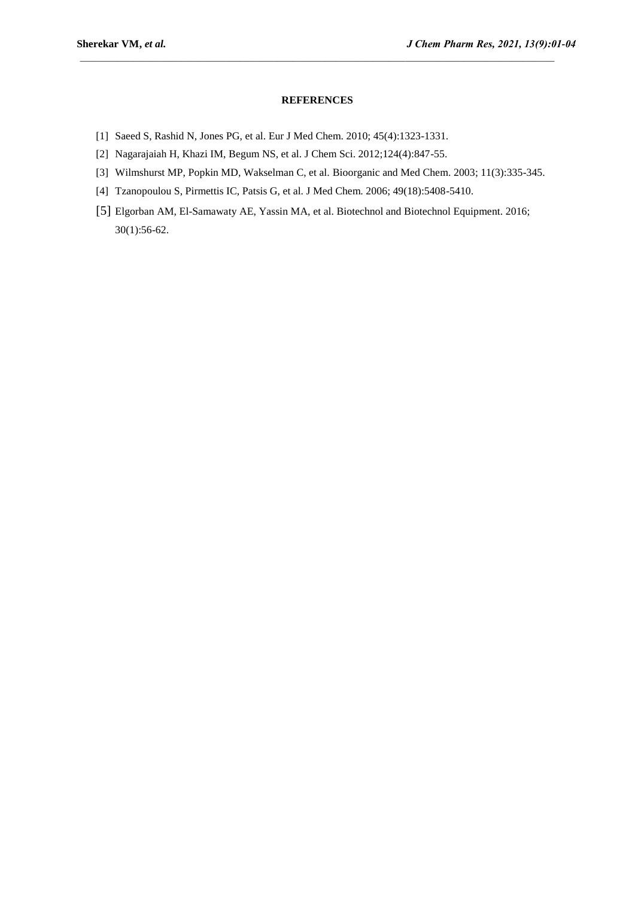## REFERENCES

[1] Saeed S, Rashid N, Jones PG, et al. Eur J Med Chem. 2010; 45(4):1323-1331.

[2] Nagarajaiah H, Khazi IM, Begum NS, et al. J Chem Sci. 2012;124(4):847-55.

[3] Wilmshurst MP, Popkin MD, Wakselman C, et al. Bioorganic and Med Chem. 2003; 11(3):335-345.

[4] Tzanopoulou S, Pirmettis IC, Patsis G, et al. J Med Chem. 2006; 49(18):5408-5410.

[5] Elgorban AM, El-Samawaty AE, Yassin MA, et al. Biotechnol and Biotechnol Equipment. 2016; 30(1):56-62.